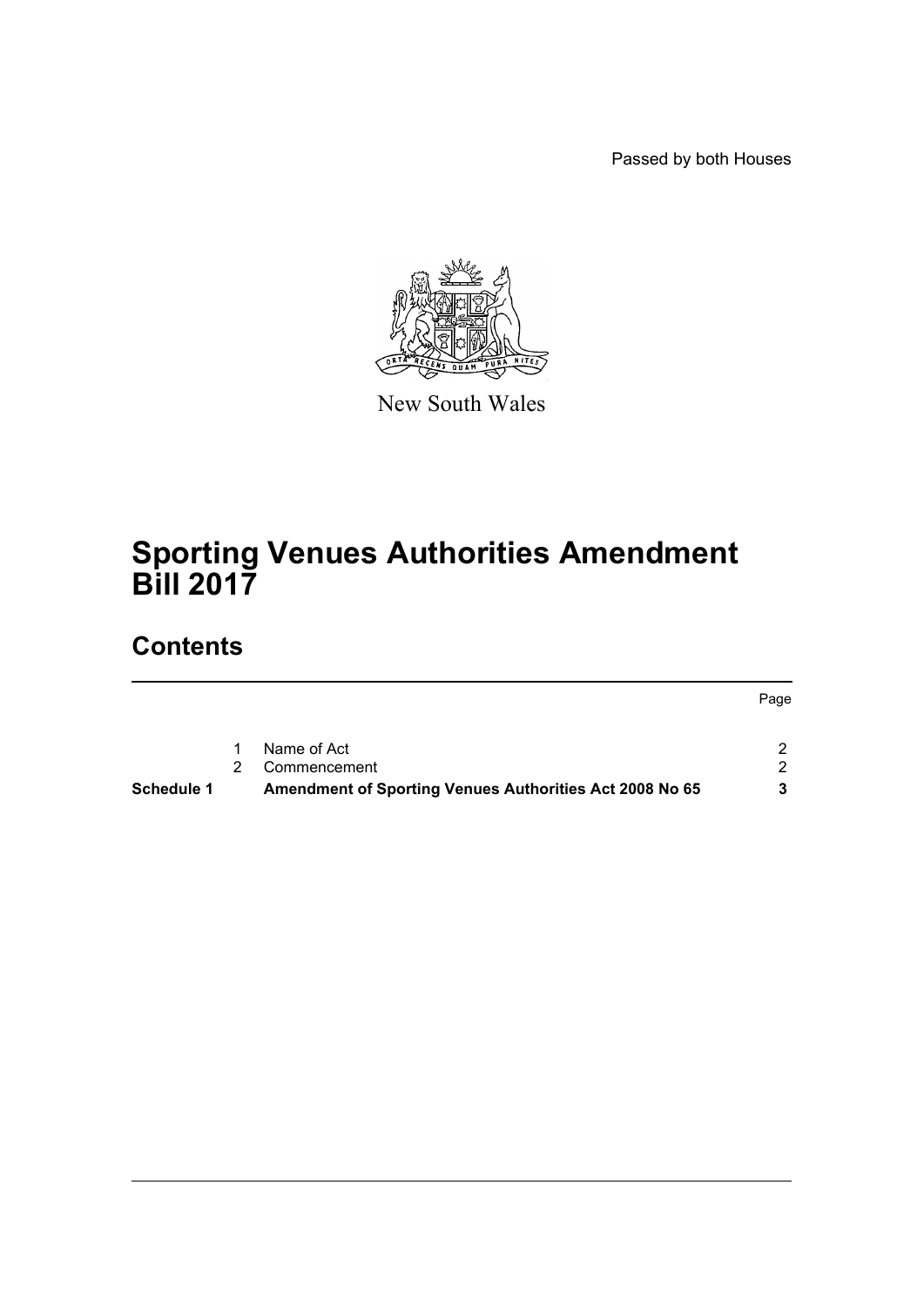Passed by both Houses

New South Wales

# Sporting Venues Authorities Amendment Bill 2017

## Contents

| | | | Page |
|---|---|---|---|
| | 1 | Name of Act | 2 |
| | 2 | Commencement | 2 |
| **Schedule 1** | | **Amendment of Sporting Venues Authorities Act 2008 No 65** | **3** |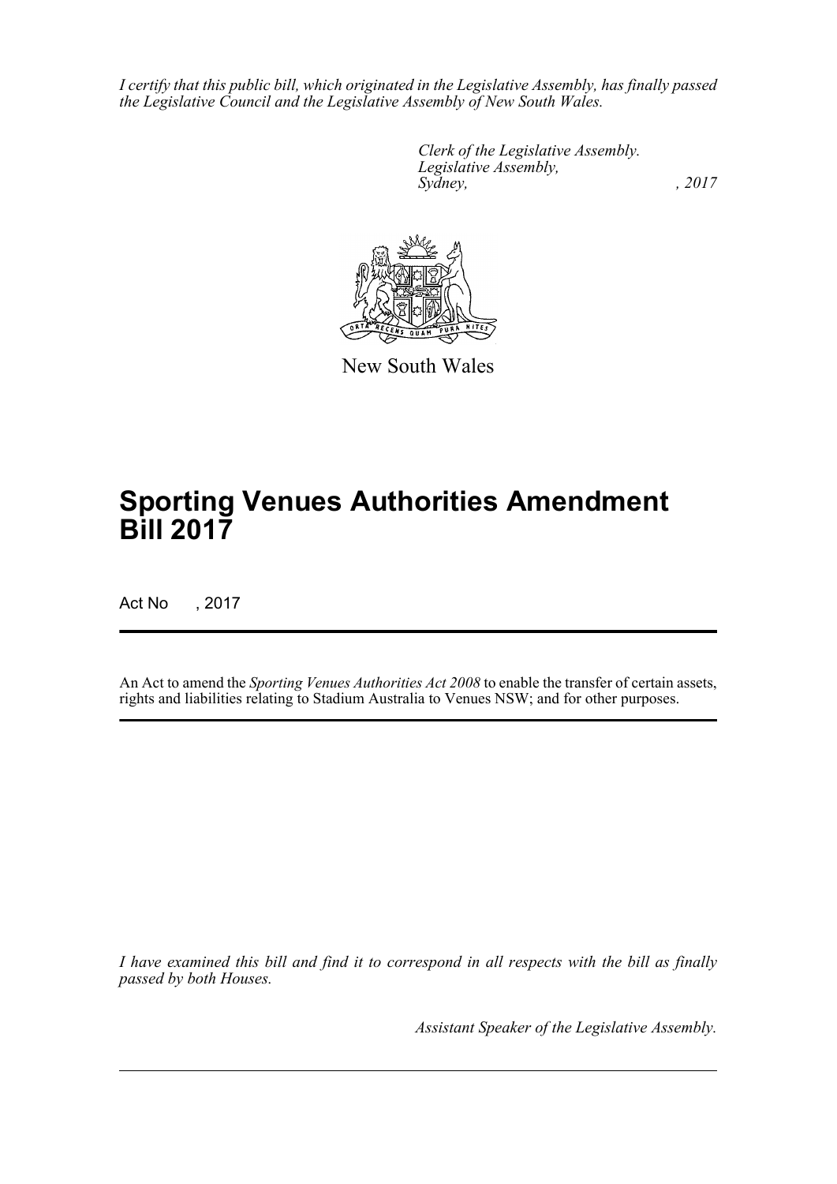*I certify that this public bill, which originated in the Legislative Assembly, has finally passed the Legislative Council and the Legislative Assembly of New South Wales.*

*Clerk of the Legislative Assembly.*
*Legislative Assembly,*
*Sydney, , 2017*

New South Wales

# Sporting Venues Authorities Amendment Bill 2017

Act No , 2017

An Act to amend the *Sporting Venues Authorities Act 2008* to enable the transfer of certain assets, rights and liabilities relating to Stadium Australia to Venues NSW; and for other purposes.

*I have examined this bill and find it to correspond in all respects with the bill as finally passed by both Houses.*

*Assistant Speaker of the Legislative Assembly.*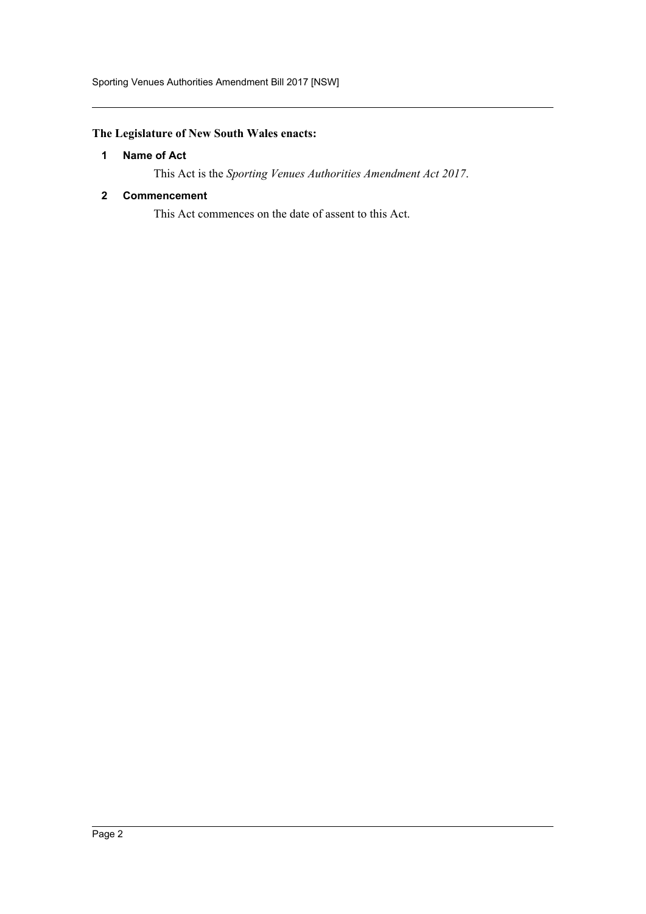**The Legislature of New South Wales enacts:**

**1 Name of Act**

This Act is the *Sporting Venues Authorities Amendment Act 2017*.

**2 Commencement**

This Act commences on the date of assent to this Act.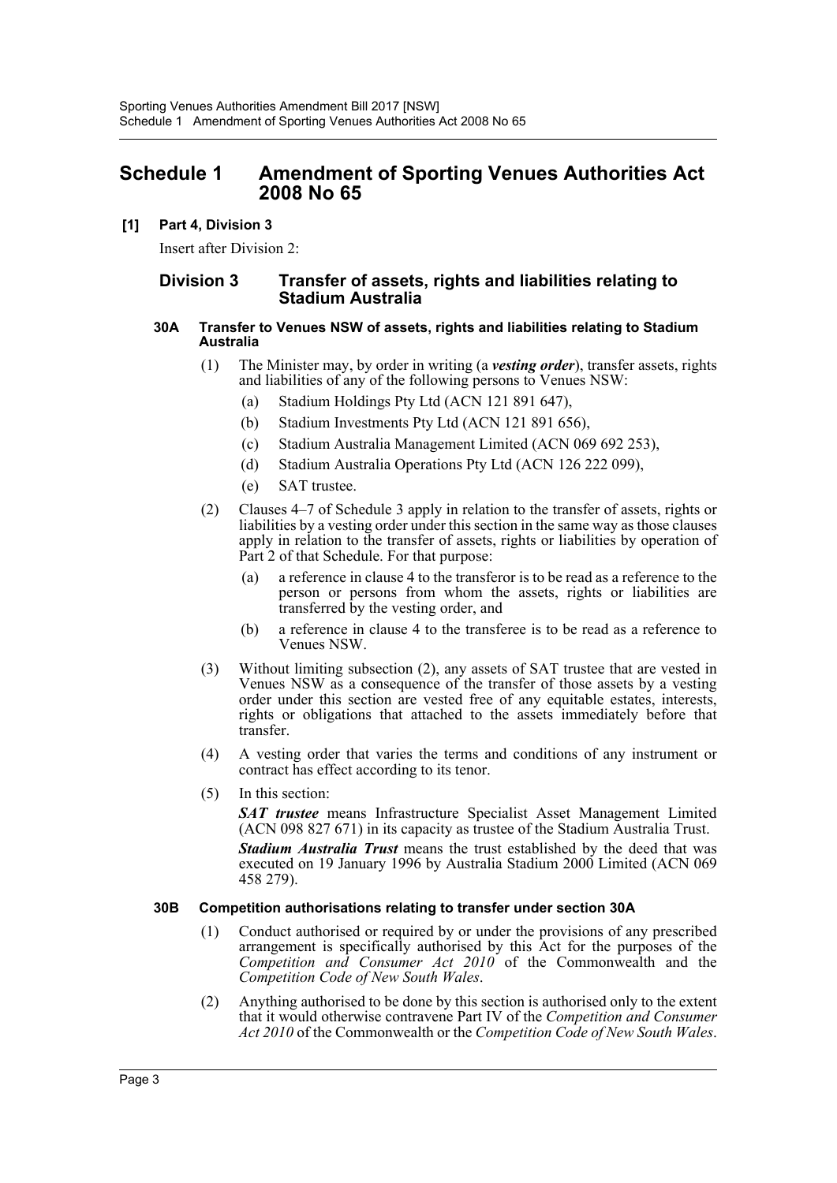# Schedule 1 Amendment of Sporting Venues Authorities Act 2008 No 65

**[1] Part 4, Division 3**

Insert after Division 2:

## Division 3 Transfer of assets, rights and liabilities relating to Stadium Australia

### 30A Transfer to Venues NSW of assets, rights and liabilities relating to Stadium Australia

(1) The Minister may, by order in writing (a ***vesting order***), transfer assets, rights and liabilities of any of the following persons to Venues NSW:

(a) Stadium Holdings Pty Ltd (ACN 121 891 647),

(b) Stadium Investments Pty Ltd (ACN 121 891 656),

(c) Stadium Australia Management Limited (ACN 069 692 253),

(d) Stadium Australia Operations Pty Ltd (ACN 126 222 099),

(e) SAT trustee.

(2) Clauses 4–7 of Schedule 3 apply in relation to the transfer of assets, rights or liabilities by a vesting order under this section in the same way as those clauses apply in relation to the transfer of assets, rights or liabilities by operation of Part 2 of that Schedule. For that purpose:

(a) a reference in clause 4 to the transferor is to be read as a reference to the person or persons from whom the assets, rights or liabilities are transferred by the vesting order, and

(b) a reference in clause 4 to the transferee is to be read as a reference to Venues NSW.

(3) Without limiting subsection (2), any assets of SAT trustee that are vested in Venues NSW as a consequence of the transfer of those assets by a vesting order under this section are vested free of any equitable estates, interests, rights or obligations that attached to the assets immediately before that transfer.

(4) A vesting order that varies the terms and conditions of any instrument or contract has effect according to its tenor.

(5) In this section:

***SAT trustee*** means Infrastructure Specialist Asset Management Limited (ACN 098 827 671) in its capacity as trustee of the Stadium Australia Trust.

***Stadium Australia Trust*** means the trust established by the deed that was executed on 19 January 1996 by Australia Stadium 2000 Limited (ACN 069 458 279).

### 30B Competition authorisations relating to transfer under section 30A

(1) Conduct authorised or required by or under the provisions of any prescribed arrangement is specifically authorised by this Act for the purposes of the *Competition and Consumer Act 2010* of the Commonwealth and the *Competition Code of New South Wales*.

(2) Anything authorised to be done by this section is authorised only to the extent that it would otherwise contravene Part IV of the *Competition and Consumer Act 2010* of the Commonwealth or the *Competition Code of New South Wales*.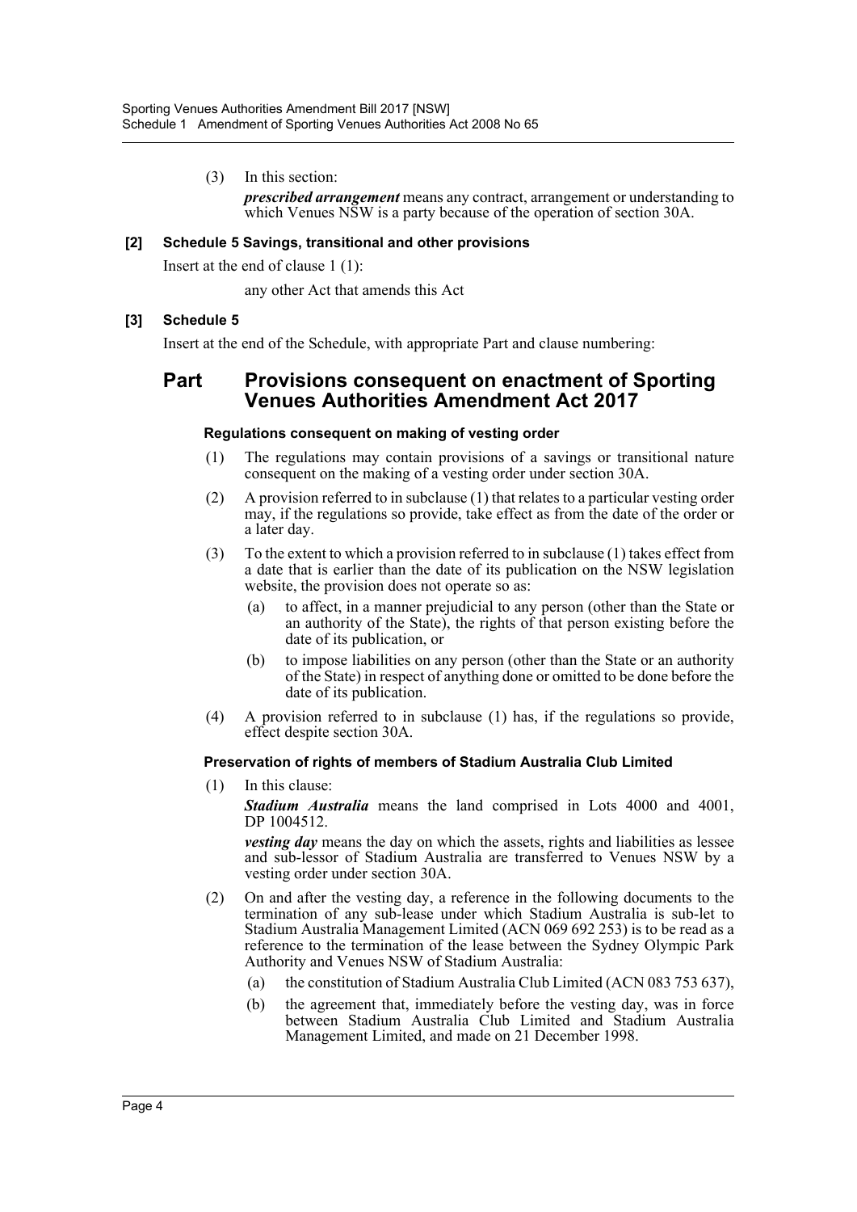(3) In this section:

***prescribed arrangement*** means any contract, arrangement or understanding to which Venues NSW is a party because of the operation of section 30A.

**[2] Schedule 5 Savings, transitional and other provisions**

Insert at the end of clause 1 (1):

any other Act that amends this Act

**[3] Schedule 5**

Insert at the end of the Schedule, with appropriate Part and clause numbering:

## Part Provisions consequent on enactment of Sporting Venues Authorities Amendment Act 2017

**Regulations consequent on making of vesting order**

(1) The regulations may contain provisions of a savings or transitional nature consequent on the making of a vesting order under section 30A.

(2) A provision referred to in subclause (1) that relates to a particular vesting order may, if the regulations so provide, take effect as from the date of the order or a later day.

(3) To the extent to which a provision referred to in subclause (1) takes effect from a date that is earlier than the date of its publication on the NSW legislation website, the provision does not operate so as:

- (a) to affect, in a manner prejudicial to any person (other than the State or an authority of the State), the rights of that person existing before the date of its publication, or
- (b) to impose liabilities on any person (other than the State or an authority of the State) in respect of anything done or omitted to be done before the date of its publication.

(4) A provision referred to in subclause (1) has, if the regulations so provide, effect despite section 30A.

**Preservation of rights of members of Stadium Australia Club Limited**

(1) In this clause:

***Stadium Australia*** means the land comprised in Lots 4000 and 4001, DP 1004512.

***vesting day*** means the day on which the assets, rights and liabilities as lessee and sub-lessor of Stadium Australia are transferred to Venues NSW by a vesting order under section 30A.

(2) On and after the vesting day, a reference in the following documents to the termination of any sub-lease under which Stadium Australia is sub-let to Stadium Australia Management Limited (ACN 069 692 253) is to be read as a reference to the termination of the lease between the Sydney Olympic Park Authority and Venues NSW of Stadium Australia:

- (a) the constitution of Stadium Australia Club Limited (ACN 083 753 637),
- (b) the agreement that, immediately before the vesting day, was in force between Stadium Australia Club Limited and Stadium Australia Management Limited, and made on 21 December 1998.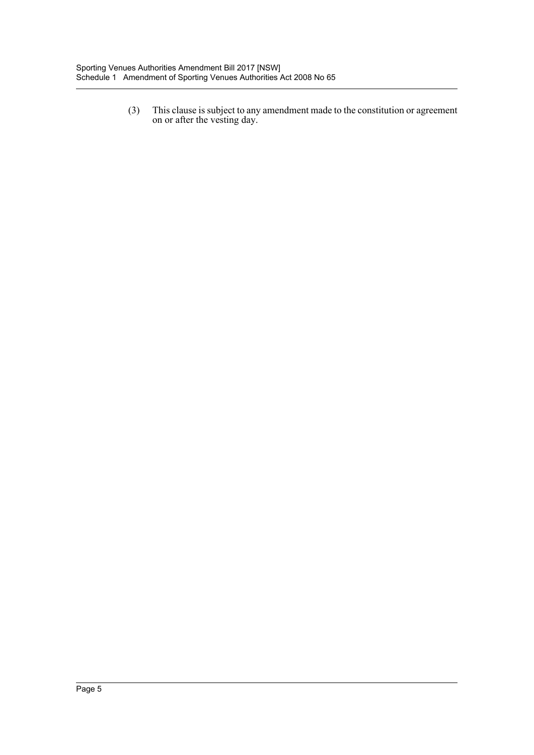(3) This clause is subject to any amendment made to the constitution or agreement on or after the vesting day.